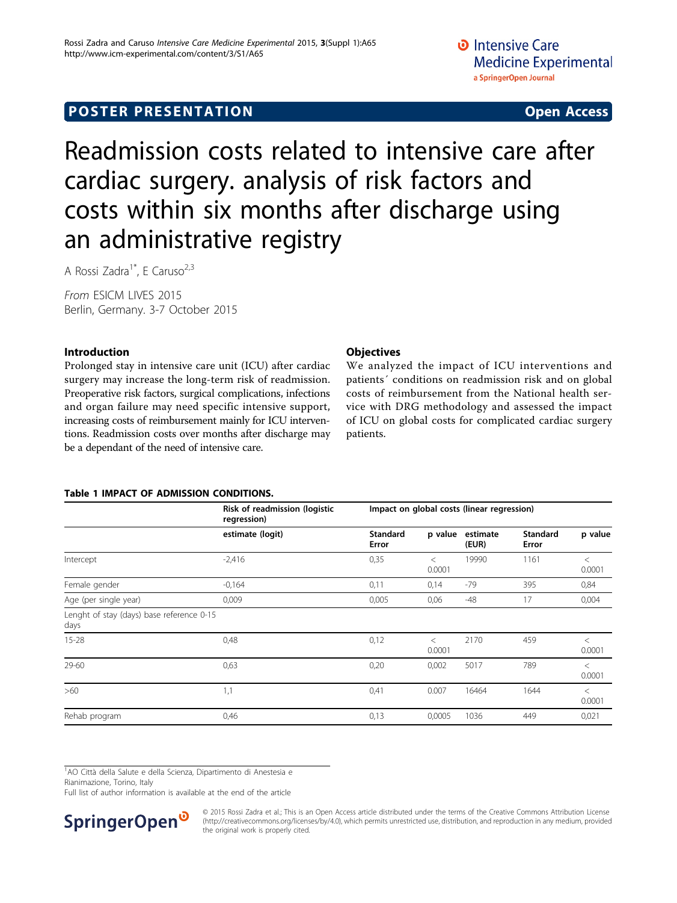# Readmission costs related to intensive care after cardiac surgery. analysis of risk factors and costs within six months after discharge using an administrative registry

A Rossi Zadra[1*], E Caruso[2,3]

*From* ESICM LIVES 2015
Berlin, Germany. 3-7 October 2015

## Introduction

Prolonged stay in intensive care unit (ICU) after cardiac surgery may increase the long-term risk of readmission. Preoperative risk factors, surgical complications, infections and organ failure may need specific intensive support, increasing costs of reimbursement mainly for ICU interventions. Readmission costs over months after discharge may be a dependant of the need of intensive care.

## Objectives

We analyzed the impact of ICU interventions and patients´ conditions on readmission risk and on global costs of reimbursement from the National health service with DRG methodology and assessed the impact of ICU on global costs for complicated cardiac surgery patients.

**Table 1 IMPACT OF ADMISSION CONDITIONS.**

| | Risk of readmission (logistic regression) | | | Impact on global costs (linear regression) | | |
|---|---|---|---|---|---|---|
| | estimate (logit) | Standard Error | p value | estimate (EUR) | Standard Error | p value |
| Intercept | -2,416 | 0,35 | < 0.0001 | 19990 | 1161 | < 0.0001 |
| Female gender | -0,164 | 0,11 | 0,14 | -79 | 395 | 0,84 |
| Age (per single year) | 0,009 | 0,005 | 0,06 | -48 | 17 | 0,004 |
| Lenght of stay (days) base reference 0-15 days | | | | | | |
| 15-28 | 0,48 | 0,12 | < 0.0001 | 2170 | 459 | < 0.0001 |
| 29-60 | 0,63 | 0,20 | 0,002 | 5017 | 789 | < 0.0001 |
| >60 | 1,1 | 0,41 | 0.007 | 16464 | 1644 | < 0.0001 |
| Rehab program | 0,46 | 0,13 | 0,0005 | 1036 | 449 | 0,021 |

[1]AO Città della Salute e della Scienza, Dipartimento di Anestesia e Rianimazione, Torino, Italy
Full list of author information is available at the end of the article

© 2015 Rossi Zadra et al.; This is an Open Access article distributed under the terms of the Creative Commons Attribution License (http://creativecommons.org/licenses/by/4.0), which permits unrestricted use, distribution, and reproduction in any medium, provided the original work is properly cited.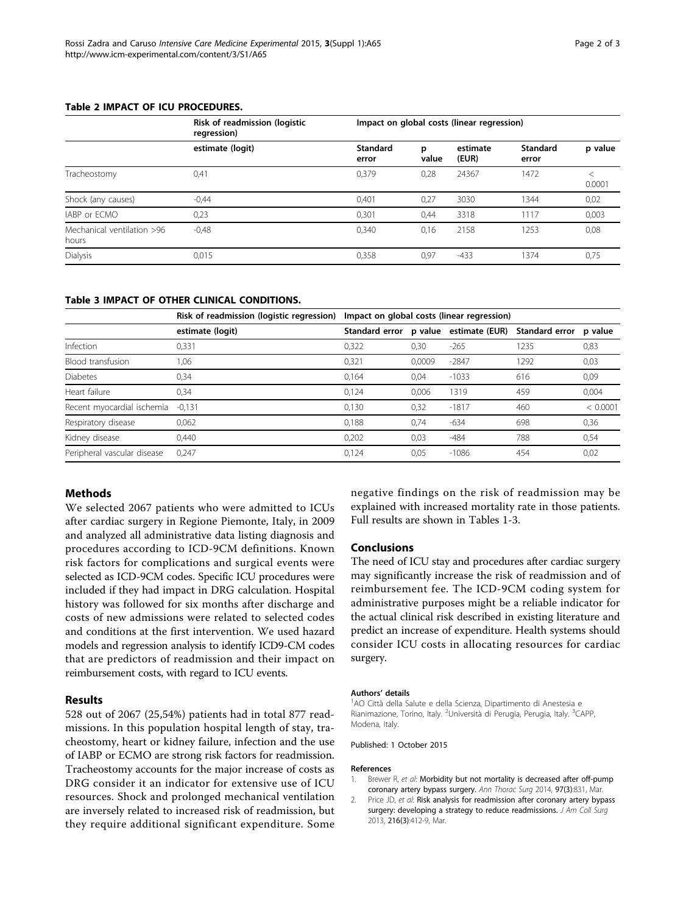**Table 2 IMPACT OF ICU PROCEDURES.**

| | Risk of readmission (logistic regression) | Impact on global costs (linear regression) | | | | |
|---|---|---|---|---|---|---|
| | estimate (logit) | Standard error | p value | estimate (EUR) | Standard error | p value |
| Tracheostomy | 0,41 | 0,379 | 0,28 | 24367 | 1472 | < 0.0001 |
| Shock (any causes) | -0,44 | 0,401 | 0,27 | 3030 | 1344 | 0,02 |
| IABP or ECMO | 0,23 | 0,301 | 0,44 | 3318 | 1117 | 0,003 |
| Mechanical ventilation >96 hours | -0,48 | 0,340 | 0,16 | 2158 | 1253 | 0,08 |
| Dialysis | 0,015 | 0,358 | 0,97 | -433 | 1374 | 0,75 |

**Table 3 IMPACT OF OTHER CLINICAL CONDITIONS.**

| | Risk of readmission (logistic regression) | Impact on global costs (linear regression) | | | | |
|---|---|---|---|---|---|---|
| | estimate (logit) | Standard error | p value | estimate (EUR) | Standard error | p value |
| Infection | 0,331 | 0,322 | 0,30 | -265 | 1235 | 0,83 |
| Blood transfusion | 1,06 | 0,321 | 0,0009 | -2847 | 1292 | 0,03 |
| Diabetes | 0,34 | 0,164 | 0,04 | -1033 | 616 | 0,09 |
| Heart failure | 0,34 | 0,124 | 0,006 | 1319 | 459 | 0,004 |
| Recent myocardial ischemia | -0,131 | 0,130 | 0,32 | -1817 | 460 | < 0.0001 |
| Respiratory disease | 0,062 | 0,188 | 0,74 | -634 | 698 | 0,36 |
| Kidney disease | 0,440 | 0,202 | 0,03 | -484 | 788 | 0,54 |
| Peripheral vascular disease | 0,247 | 0,124 | 0,05 | -1086 | 454 | 0,02 |

## Methods

We selected 2067 patients who were admitted to ICUs after cardiac surgery in Regione Piemonte, Italy, in 2009 and analyzed all administrative data listing diagnosis and procedures according to ICD-9CM definitions. Known risk factors for complications and surgical events were selected as ICD-9CM codes. Specific ICU procedures were included if they had impact in DRG calculation. Hospital history was followed for six months after discharge and costs of new admissions were related to selected codes and conditions at the first intervention. We used hazard models and regression analysis to identify ICD9-CM codes that are predictors of readmission and their impact on reimbursement costs, with regard to ICU events.

## Results

528 out of 2067 (25,54%) patients had in total 877 readmissions. In this population hospital length of stay, tracheostomy, heart or kidney failure, infection and the use of IABP or ECMO are strong risk factors for readmission. Tracheostomy accounts for the major increase of costs as DRG consider it an indicator for extensive use of ICU resources. Shock and prolonged mechanical ventilation are inversely related to increased risk of readmission, but they require additional significant expenditure. Some negative findings on the risk of readmission may be explained with increased mortality rate in those patients. Full results are shown in Tables 1-3.

## Conclusions

The need of ICU stay and procedures after cardiac surgery may significantly increase the risk of readmission and of reimbursement fee. The ICD-9CM coding system for administrative purposes might be a reliable indicator for the actual clinical risk described in existing literature and predict an increase of expenditure. Health systems should consider ICU costs in allocating resources for cardiac surgery.

#### Authors' details

[1]AO Città della Salute e della Scienza, Dipartimento di Anestesia e Rianimazione, Torino, Italy. [2]Università di Perugia, Perugia, Italy. [3]CAPP, Modena, Italy.

Published: 1 October 2015

#### References

1. Brewer R, *et al*: Morbidity but not mortality is decreased after off-pump coronary artery bypass surgery. *Ann Thorac Surg* 2014, **97(3)**:831, Mar.
2. Price JD, *et al*: Risk analysis for readmission after coronary artery bypass surgery: developing a strategy to reduce readmissions. *J Am Coll Surg* 2013, **216(3)**:412-9, Mar.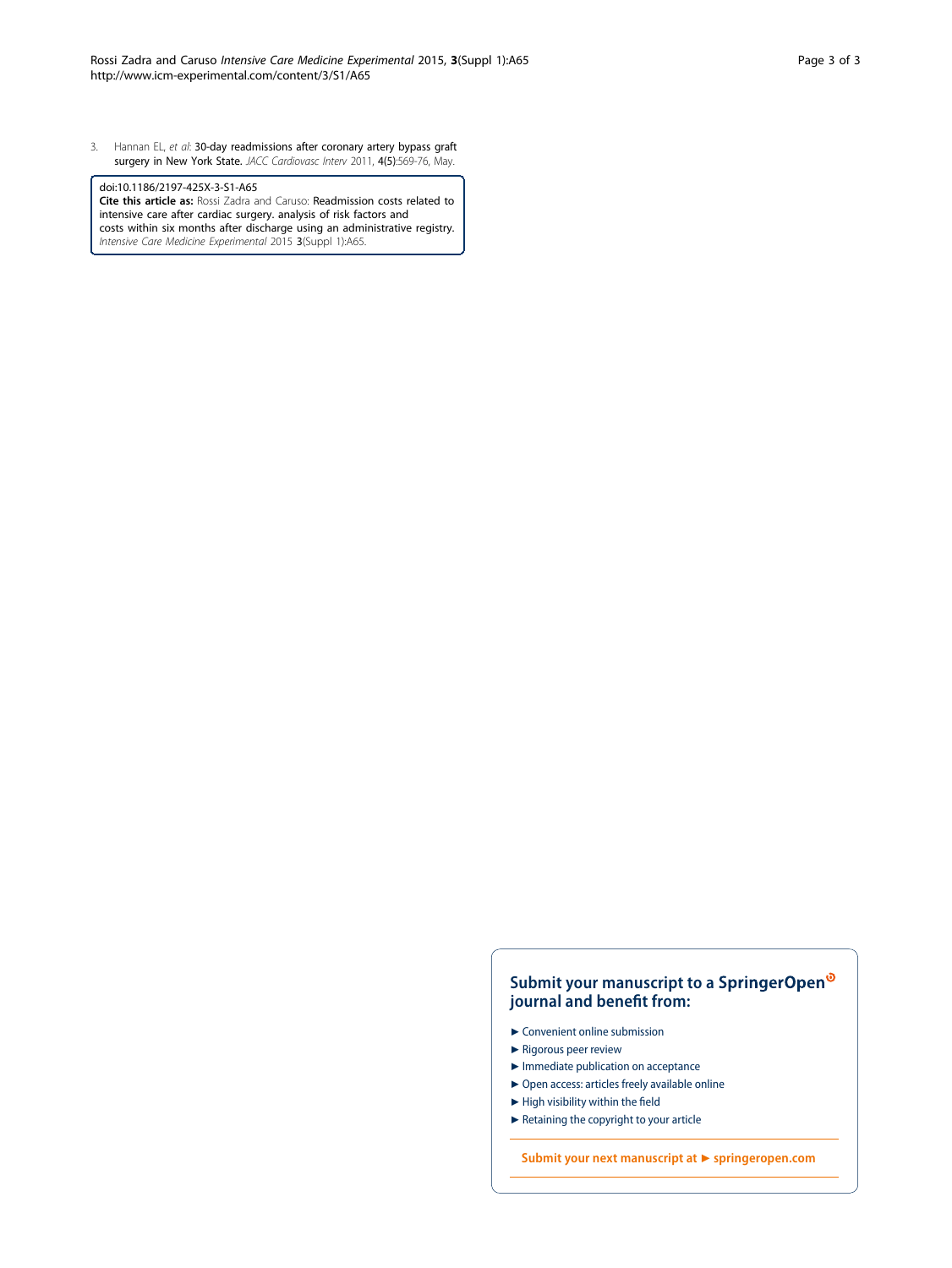3. Hannan EL, *et al*: **30-day readmissions after coronary artery bypass graft surgery in New York State.** *JACC Cardiovasc Interv* 2011, **4(5)**:569-76, May.

doi:10.1186/2197-425X-3-S1-A65
**Cite this article as:** Rossi Zadra and Caruso: Readmission costs related to intensive care after cardiac surgery. analysis of risk factors and costs within six months after discharge using an administrative registry. *Intensive Care Medicine Experimental* 2015 **3**(Suppl 1):A65.

**Submit your manuscript to a SpringerOpen journal and benefit from:**

- ► Convenient online submission
- ► Rigorous peer review
- ► Immediate publication on acceptance
- ► Open access: articles freely available online
- ► High visibility within the field
- ► Retaining the copyright to your article

**Submit your next manuscript at ► springeropen.com**